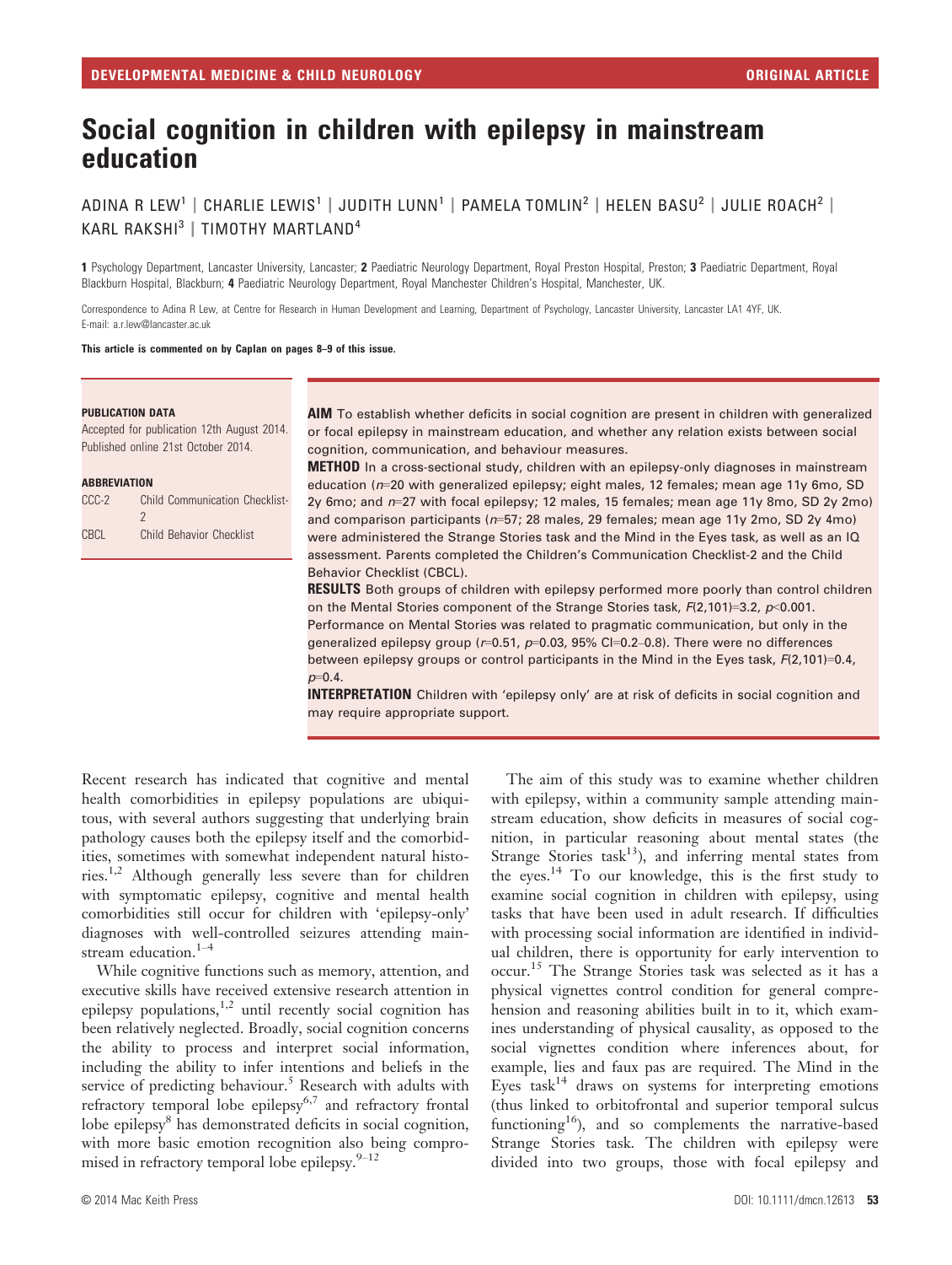# Social cognition in children with epilepsy in mainstream education

ADINA R LEW[1] | CHARLIE LEWIS[1] | JUDITH LUNN[1] | PAMELA TOMLIN[2] | HELEN BASU[2] | JULIE ROACH[2] | KARL RAKSHI[3] | TIMOTHY MARTLAND[4]

**1** Psychology Department, Lancaster University, Lancaster; **2** Paediatric Neurology Department, Royal Preston Hospital, Preston; **3** Paediatric Department, Royal Blackburn Hospital, Blackburn; **4** Paediatric Neurology Department, Royal Manchester Children's Hospital, Manchester, UK.

Correspondence to Adina R Lew, at Centre for Research in Human Development and Learning, Department of Psychology, Lancaster University, Lancaster LA1 4YF, UK.
E-mail: a.r.lew@lancaster.ac.uk

**This article is commented on by Caplan on pages 8–9 of this issue.**

**PUBLICATION DATA**
Accepted for publication 12th August 2014.
Published online 21st October 2014.

**ABBREVIATION**

| | |
|---|---|
| CCC-2 | Child Communication Checklist-2 |
| CBCL | Child Behavior Checklist |

**AIM** To establish whether deficits in social cognition are present in children with generalized or focal epilepsy in mainstream education, and whether any relation exists between social cognition, communication, and behaviour measures.

**METHOD** In a cross-sectional study, children with an epilepsy-only diagnoses in mainstream education ($n$=20 with generalized epilepsy; eight males, 12 females; mean age 11y 6mo, SD 2y 6mo; and $n$=27 with focal epilepsy; 12 males, 15 females; mean age 11y 8mo, SD 2y 2mo) and comparison participants ($n$=57; 28 males, 29 females; mean age 11y 2mo, SD 2y 4mo) were administered the Strange Stories task and the Mind in the Eyes task, as well as an IQ assessment. Parents completed the Children's Communication Checklist-2 and the Child Behavior Checklist (CBCL).

**RESULTS** Both groups of children with epilepsy performed more poorly than control children on the Mental Stories component of the Strange Stories task, $F(2,101)$=3.2, $p$<0.001. Performance on Mental Stories was related to pragmatic communication, but only in the generalized epilepsy group ($r$=0.51, $p$=0.03, 95% CI=0.2–0.8). There were no differences between epilepsy groups or control participants in the Mind in the Eyes task, $F(2,101)$=0.4, $p$=0.4.

**INTERPRETATION** Children with 'epilepsy only' are at risk of deficits in social cognition and may require appropriate support.

Recent research has indicated that cognitive and mental health comorbidities in epilepsy populations are ubiquitous, with several authors suggesting that underlying brain pathology causes both the epilepsy itself and the comorbidities, sometimes with somewhat independent natural histories.[1,2] Although generally less severe than for children with symptomatic epilepsy, cognitive and mental health comorbidities still occur for children with 'epilepsy-only' diagnoses with well-controlled seizures attending mainstream education.[1–4]

While cognitive functions such as memory, attention, and executive skills have received extensive research attention in epilepsy populations,[1,2] until recently social cognition has been relatively neglected. Broadly, social cognition concerns the ability to process and interpret social information, including the ability to infer intentions and beliefs in the service of predicting behaviour.[5] Research with adults with refractory temporal lobe epilepsy[6,7] and refractory frontal lobe epilepsy[8] has demonstrated deficits in social cognition, with more basic emotion recognition also being compromised in refractory temporal lobe epilepsy.[9–12]

The aim of this study was to examine whether children with epilepsy, within a community sample attending mainstream education, show deficits in measures of social cognition, in particular reasoning about mental states (the Strange Stories task[13]), and inferring mental states from the eyes.[14] To our knowledge, this is the first study to examine social cognition in children with epilepsy, using tasks that have been used in adult research. If difficulties with processing social information are identified in individual children, there is opportunity for early intervention to occur.[15] The Strange Stories task was selected as it has a physical vignettes control condition for general comprehension and reasoning abilities built in to it, which examines understanding of physical causality, as opposed to the social vignettes condition where inferences about, for example, lies and faux pas are required. The Mind in the Eyes task[14] draws on systems for interpreting emotions (thus linked to orbitofrontal and superior temporal sulcus functioning[16]), and so complements the narrative-based Strange Stories task. The children with epilepsy were divided into two groups, those with focal epilepsy and

© 2014 Mac Keith Press DOI: 10.1111/dmcn.12613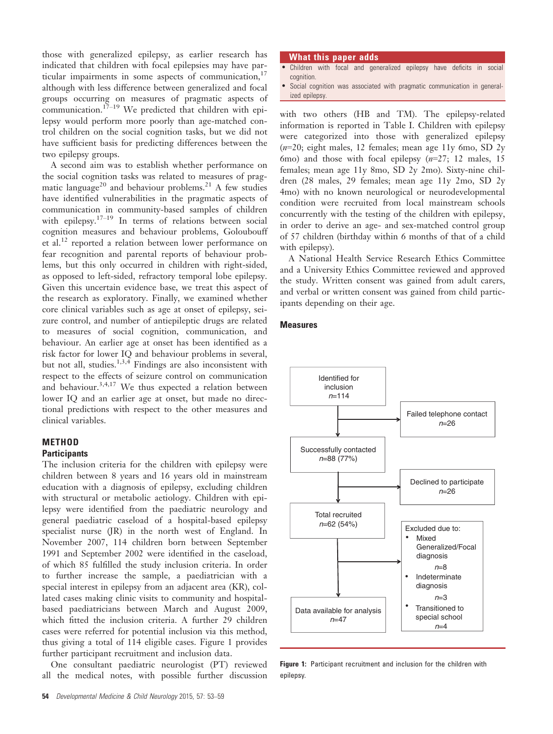those with generalized epilepsy, as earlier research has indicated that children with focal epilepsies may have particular impairments in some aspects of communication,[17] although with less difference between generalized and focal groups occurring on measures of pragmatic aspects of communication.[17–19] We predicted that children with epilepsy would perform more poorly than age-matched control children on the social cognition tasks, but we did not have sufficient basis for predicting differences between the two epilepsy groups.

A second aim was to establish whether performance on the social cognition tasks was related to measures of pragmatic language[20] and behaviour problems.[21] A few studies have identified vulnerabilities in the pragmatic aspects of communication in community-based samples of children with epilepsy.[17–19] In terms of relations between social cognition measures and behaviour problems, Goloubouff et al.[12] reported a relation between lower performance on fear recognition and parental reports of behaviour problems, but this only occurred in children with right-sided, as opposed to left-sided, refractory temporal lobe epilepsy. Given this uncertain evidence base, we treat this aspect of the research as exploratory. Finally, we examined whether core clinical variables such as age at onset of epilepsy, seizure control, and number of antiepileptic drugs are related to measures of social cognition, communication, and behaviour. An earlier age at onset has been identified as a risk factor for lower IQ and behaviour problems in several, but not all, studies.[1,3,4] Findings are also inconsistent with respect to the effects of seizure control on communication and behaviour.[3,4,17] We thus expected a relation between lower IQ and an earlier age at onset, but made no directional predictions with respect to the other measures and clinical variables.

## METHOD

### Participants

The inclusion criteria for the children with epilepsy were children between 8 years and 16 years old in mainstream education with a diagnosis of epilepsy, excluding children with structural or metabolic aetiology. Children with epilepsy were identified from the paediatric neurology and general paediatric caseload of a hospital-based epilepsy specialist nurse (JR) in the north west of England. In November 2007, 114 children born between September 1991 and September 2002 were identified in the caseload, of which 85 fulfilled the study inclusion criteria. In order to further increase the sample, a paediatrician with a special interest in epilepsy from an adjacent area (KR), collated cases making clinic visits to community and hospital-based paediatricians between March and August 2009, which fitted the inclusion criteria. A further 29 children cases were referred for potential inclusion via this method, thus giving a total of 114 eligible cases. Figure 1 provides further participant recruitment and inclusion data.

One consultant paediatric neurologist (PT) reviewed all the medical notes, with possible further discussion with two others (HB and TM). The epilepsy-related information is reported in Table I. Children with epilepsy were categorized into those with generalized epilepsy (*n*=20; eight males, 12 females; mean age 11y 6mo, SD 2y 6mo) and those with focal epilepsy (*n*=27; 12 males, 15 females; mean age 11y 8mo, SD 2y 2mo). Sixty-nine children (28 males, 29 females; mean age 11y 2mo, SD 2y 4mo) with no known neurological or neurodevelopmental condition were recruited from local mainstream schools concurrently with the testing of the children with epilepsy, in order to derive an age- and sex-matched control group of 57 children (birthday within 6 months of that of a child with epilepsy).

A National Health Service Research Ethics Committee and a University Ethics Committee reviewed and approved the study. Written consent was gained from adult carers, and verbal or written consent was gained from child participants depending on their age.

> **What this paper adds**
> - Children with focal and generalized epilepsy have deficits in social cognition.
> - Social cognition was associated with pragmatic communication in generalized epilepsy.

### Measures

Identified for inclusion *n*=114 → Failed telephone contact *n*=26
Successfully contacted *n*=88 (77%) → Declined to participate *n*=26
Total recruited *n*=62 (54%) → Excluded due to:
- Mixed Generalized/Focal diagnosis *n*=8
- Indeterminate diagnosis *n*=3
- Transitioned to special school *n*=4

Data available for analysis *n*=47

**Figure 1:** Participant recruitment and inclusion for the children with epilepsy.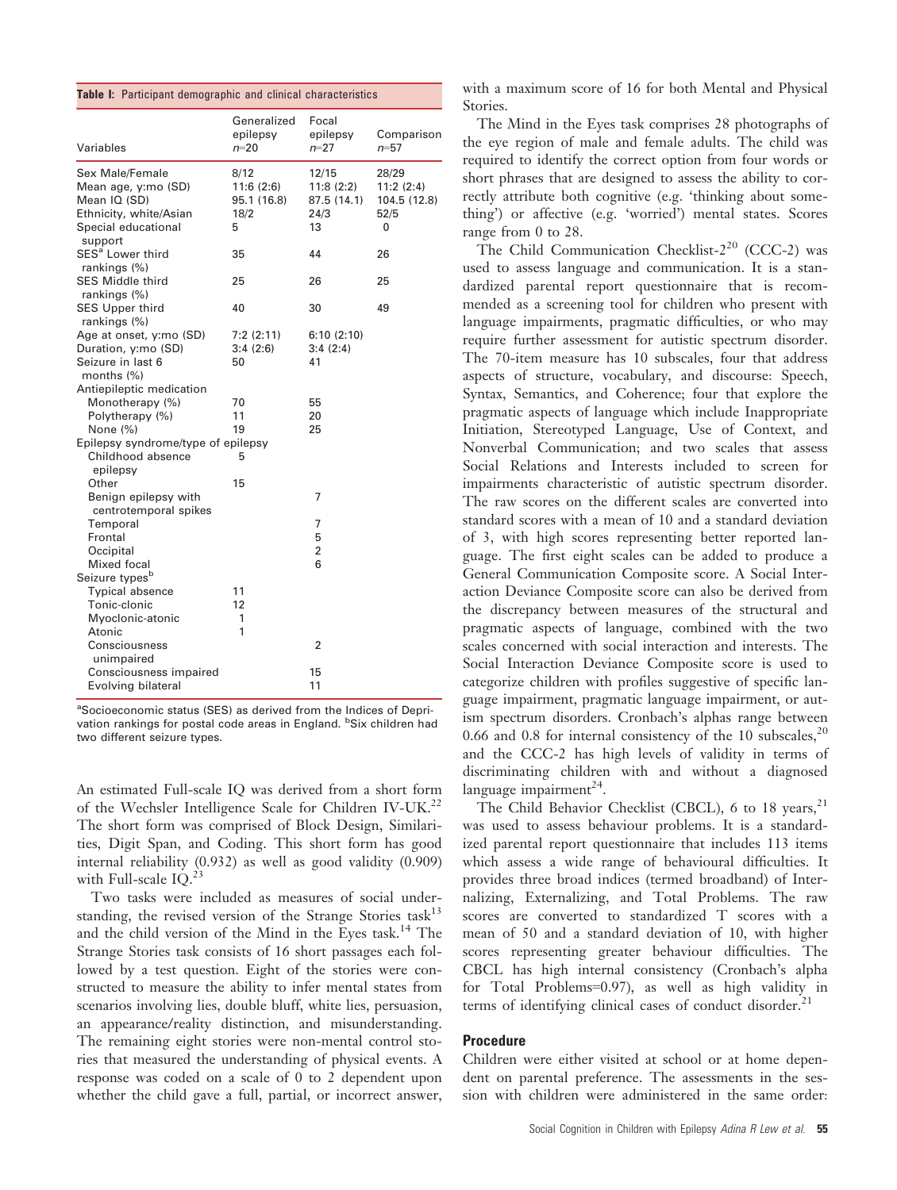**Table I:** Participant demographic and clinical characteristics

| Variables | Generalized epilepsy $n$=20 | Focal epilepsy $n$=27 | Comparison $n$=57 |
|---|---|---|---|
| Sex Male/Female | 8/12 | 12/15 | 28/29 |
| Mean age, y:mo (SD) | 11:6 (2:6) | 11:8 (2:2) | 11:2 (2:4) |
| Mean IQ (SD) | 95.1 (16.8) | 87.5 (14.1) | 104.5 (12.8) |
| Ethnicity, white/Asian | 18/2 | 24/3 | 52/5 |
| Special educational support | 5 | 13 | 0 |
| SES[a] Lower third rankings (%) | 35 | 44 | 26 |
| SES Middle third rankings (%) | 25 | 26 | 25 |
| SES Upper third rankings (%) | 40 | 30 | 49 |
| Age at onset, y:mo (SD) | 7:2 (2:11) | 6:10 (2:10) | |
| Duration, y:mo (SD) | 3:4 (2:6) | 3:4 (2:4) | |
| Seizure in last 6 months (%) | 50 | 41 | |
| Antiepileptic medication | | | |
| Monotherapy (%) | 70 | 55 | |
| Polytherapy (%) | 11 | 20 | |
| None (%) | 19 | 25 | |
| Epilepsy syndrome/type of epilepsy | | | |
| Childhood absence epilepsy | 5 | | |
| Other | 15 | | |
| Benign epilepsy with centrotemporal spikes | | 7 | |
| Temporal | | 7 | |
| Frontal | | 5 | |
| Occipital | | 2 | |
| Mixed focal | | 6 | |
| Seizure types[b] | | | |
| Typical absence | 11 | | |
| Tonic-clonic | 12 | | |
| Myoclonic-atonic | 1 | | |
| Atonic | 1 | | |
| Consciousness unimpaired | | 2 | |
| Consciousness impaired | | 15 | |
| Evolving bilateral | | 11 | |

[a]Socioeconomic status (SES) as derived from the Indices of Deprivation rankings for postal code areas in England. [b]Six children had two different seizure types.

An estimated Full-scale IQ was derived from a short form of the Wechsler Intelligence Scale for Children IV-UK.[22] The short form was comprised of Block Design, Similarities, Digit Span, and Coding. This short form has good internal reliability (0.932) as well as good validity (0.909) with Full-scale IQ.[23]

Two tasks were included as measures of social understanding, the revised version of the Strange Stories task[13] and the child version of the Mind in the Eyes task.[14] The Strange Stories task consists of 16 short passages each followed by a test question. Eight of the stories were constructed to measure the ability to infer mental states from scenarios involving lies, double bluff, white lies, persuasion, an appearance/reality distinction, and misunderstanding. The remaining eight stories were non-mental control stories that measured the understanding of physical events. A response was coded on a scale of 0 to 2 dependent upon whether the child gave a full, partial, or incorrect answer, with a maximum score of 16 for both Mental and Physical Stories.

The Mind in the Eyes task comprises 28 photographs of the eye region of male and female adults. The child was required to identify the correct option from four words or short phrases that are designed to assess the ability to correctly attribute both cognitive (e.g. 'thinking about something') or affective (e.g. 'worried') mental states. Scores range from 0 to 28.

The Child Communication Checklist-2[20] (CCC-2) was used to assess language and communication. It is a standardized parental report questionnaire that is recommended as a screening tool for children who present with language impairments, pragmatic difficulties, or who may require further assessment for autistic spectrum disorder. The 70-item measure has 10 subscales, four that address aspects of structure, vocabulary, and discourse: Speech, Syntax, Semantics, and Coherence; four that explore the pragmatic aspects of language which include Inappropriate Initiation, Stereotyped Language, Use of Context, and Nonverbal Communication; and two scales that assess Social Relations and Interests included to screen for impairments characteristic of autistic spectrum disorder. The raw scores on the different scales are converted into standard scores with a mean of 10 and a standard deviation of 3, with high scores representing better reported language. The first eight scales can be added to produce a General Communication Composite score. A Social Interaction Deviance Composite score can also be derived from the discrepancy between measures of the structural and pragmatic aspects of language, combined with the two scales concerned with social interaction and interests. The Social Interaction Deviance Composite score is used to categorize children with profiles suggestive of specific language impairment, pragmatic language impairment, or autism spectrum disorders. Cronbach's alphas range between 0.66 and 0.8 for internal consistency of the 10 subscales,[20] and the CCC-2 has high levels of validity in terms of discriminating children with and without a diagnosed language impairment[24].

The Child Behavior Checklist (CBCL), 6 to 18 years,[21] was used to assess behaviour problems. It is a standardized parental report questionnaire that includes 113 items which assess a wide range of behavioural difficulties. It provides three broad indices (termed broadband) of Internalizing, Externalizing, and Total Problems. The raw scores are converted to standardized T scores with a mean of 50 and a standard deviation of 10, with higher scores representing greater behaviour difficulties. The CBCL has high internal consistency (Cronbach's alpha for Total Problems=0.97), as well as high validity in terms of identifying clinical cases of conduct disorder.[21]

### Procedure

Children were either visited at school or at home dependent on parental preference. The assessments in the session with children were administered in the same order: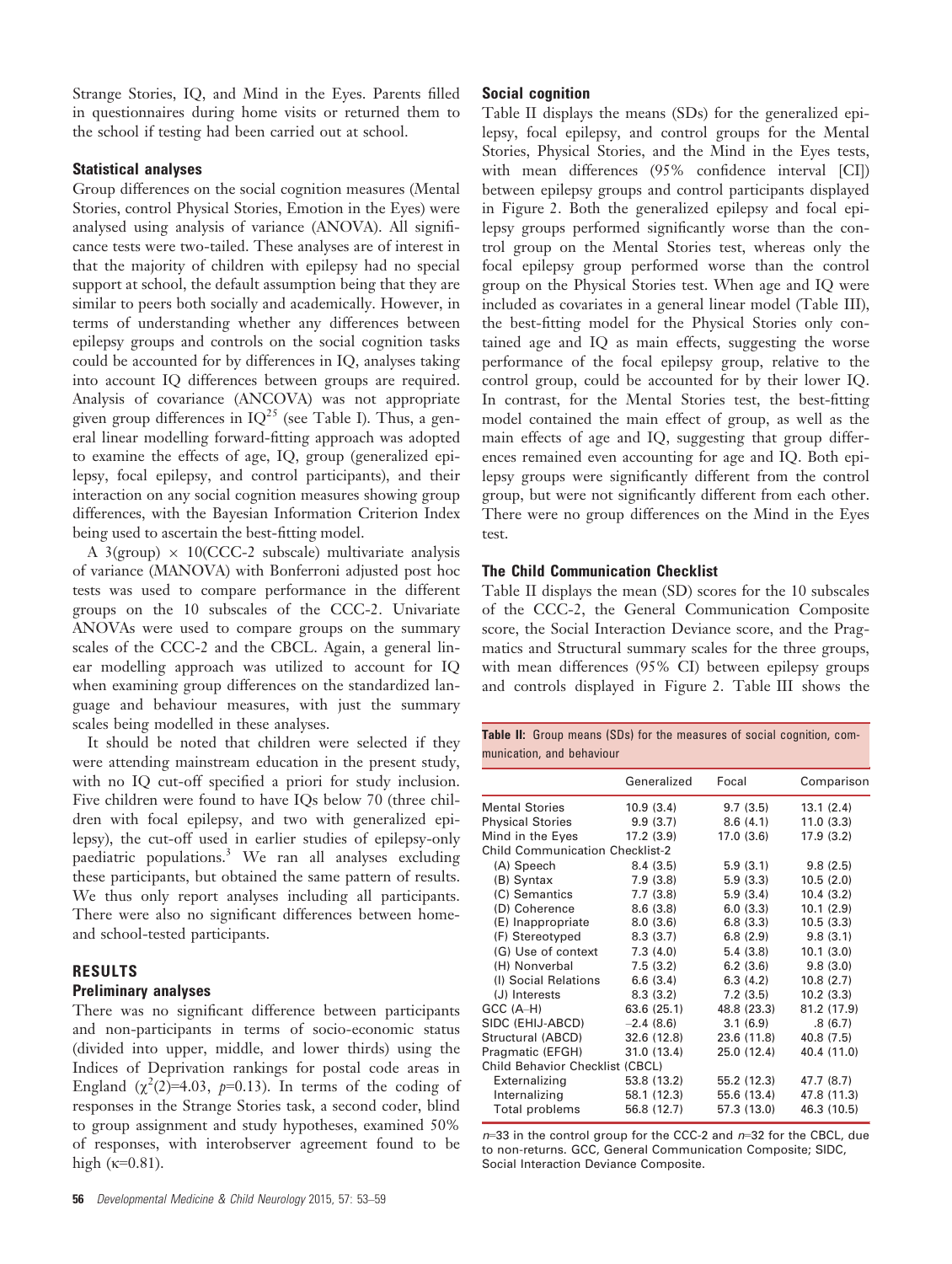Strange Stories, IQ, and Mind in the Eyes. Parents filled in questionnaires during home visits or returned them to the school if testing had been carried out at school.

### Statistical analyses

Group differences on the social cognition measures (Mental Stories, control Physical Stories, Emotion in the Eyes) were analysed using analysis of variance (ANOVA). All significance tests were two-tailed. These analyses are of interest in that the majority of children with epilepsy had no special support at school, the default assumption being that they are similar to peers both socially and academically. However, in terms of understanding whether any differences between epilepsy groups and controls on the social cognition tasks could be accounted for by differences in IQ, analyses taking into account IQ differences between groups are required. Analysis of covariance (ANCOVA) was not appropriate given group differences in IQ[25] (see Table I). Thus, a general linear modelling forward-fitting approach was adopted to examine the effects of age, IQ, group (generalized epilepsy, focal epilepsy, and control participants), and their interaction on any social cognition measures showing group differences, with the Bayesian Information Criterion Index being used to ascertain the best-fitting model.

A 3(group) × 10(CCC-2 subscale) multivariate analysis of variance (MANOVA) with Bonferroni adjusted post hoc tests was used to compare performance in the different groups on the 10 subscales of the CCC-2. Univariate ANOVAs were used to compare groups on the summary scales of the CCC-2 and the CBCL. Again, a general linear modelling approach was utilized to account for IQ when examining group differences on the standardized language and behaviour measures, with just the summary scales being modelled in these analyses.

It should be noted that children were selected if they were attending mainstream education in the present study, with no IQ cut-off specified a priori for study inclusion. Five children were found to have IQs below 70 (three children with focal epilepsy, and two with generalized epilepsy), the cut-off used in earlier studies of epilepsy-only paediatric populations.[3] We ran all analyses excluding these participants, but obtained the same pattern of results. We thus only report analyses including all participants. There were also no significant differences between home- and school-tested participants.

## RESULTS

### Preliminary analyses

There was no significant difference between participants and non-participants in terms of socio-economic status (divided into upper, middle, and lower thirds) using the Indices of Deprivation rankings for postal code areas in England ($\chi^2(2)=4.03$, $p=0.13$). In terms of the coding of responses in the Strange Stories task, a second coder, blind to group assignment and study hypotheses, examined 50% of responses, with interobserver agreement found to be high ($\kappa=0.81$).

### Social cognition

Table II displays the means (SDs) for the generalized epilepsy, focal epilepsy, and control groups for the Mental Stories, Physical Stories, and the Mind in the Eyes tests, with mean differences (95% confidence interval [CI]) between epilepsy groups and control participants displayed in Figure 2. Both the generalized epilepsy and focal epilepsy groups performed significantly worse than the control group on the Mental Stories test, whereas only the focal epilepsy group performed worse than the control group on the Physical Stories test. When age and IQ were included as covariates in a general linear model (Table III), the best-fitting model for the Physical Stories only contained age and IQ as main effects, suggesting the worse performance of the focal epilepsy group, relative to the control group, could be accounted for by their lower IQ. In contrast, for the Mental Stories test, the best-fitting model contained the main effect of group, as well as the main effects of age and IQ, suggesting that group differences remained even accounting for age and IQ. Both epilepsy groups were significantly different from the control group, but were not significantly different from each other. There were no group differences on the Mind in the Eyes test.

### The Child Communication Checklist

Table II displays the mean (SD) scores for the 10 subscales of the CCC-2, the General Communication Composite score, the Social Interaction Deviance score, and the Pragmatics and Structural summary scales for the three groups, with mean differences (95% CI) between epilepsy groups and controls displayed in Figure 2. Table III shows the

**Table II:** Group means (SDs) for the measures of social cognition, communication, and behaviour

| | Generalized | Focal | Comparison |
|---|---|---|---|
| Mental Stories | 10.9 (3.4) | 9.7 (3.5) | 13.1 (2.4) |
| Physical Stories | 9.9 (3.7) | 8.6 (4.1) | 11.0 (3.3) |
| Mind in the Eyes | 17.2 (3.9) | 17.0 (3.6) | 17.9 (3.2) |
| Child Communication Checklist-2 | | | |
| (A) Speech | 8.4 (3.5) | 5.9 (3.1) | 9.8 (2.5) |
| (B) Syntax | 7.9 (3.8) | 5.9 (3.3) | 10.5 (2.0) |
| (C) Semantics | 7.7 (3.8) | 5.9 (3.4) | 10.4 (3.2) |
| (D) Coherence | 8.6 (3.8) | 6.0 (3.3) | 10.1 (2.9) |
| (E) Inappropriate | 8.0 (3.6) | 6.8 (3.3) | 10.5 (3.3) |
| (F) Stereotyped | 8.3 (3.7) | 6.8 (2.9) | 9.8 (3.1) |
| (G) Use of context | 7.3 (4.0) | 5.4 (3.8) | 10.1 (3.0) |
| (H) Nonverbal | 7.5 (3.2) | 6.2 (3.6) | 9.8 (3.0) |
| (I) Social Relations | 6.6 (3.4) | 6.3 (4.2) | 10.8 (2.7) |
| (J) Interests | 8.3 (3.2) | 7.2 (3.5) | 10.2 (3.3) |
| GCC (A–H) | 63.6 (25.1) | 48.8 (23.3) | 81.2 (17.9) |
| SIDC (EHIJ-ABCD) | −2.4 (8.6) | 3.1 (6.9) | .8 (6.7) |
| Structural (ABCD) | 32.6 (12.8) | 23.6 (11.8) | 40.8 (7.5) |
| Pragmatic (EFGH) | 31.0 (13.4) | 25.0 (12.4) | 40.4 (11.0) |
| Child Behavior Checklist (CBCL) | | | |
| Externalizing | 53.8 (13.2) | 55.2 (12.3) | 47.7 (8.7) |
| Internalizing | 58.1 (12.3) | 55.6 (13.4) | 47.8 (11.3) |
| Total problems | 56.8 (12.7) | 57.3 (13.0) | 46.3 (10.5) |

$n$=33 in the control group for the CCC-2 and $n$=32 for the CBCL, due to non-returns. GCC, General Communication Composite; SIDC, Social Interaction Deviance Composite.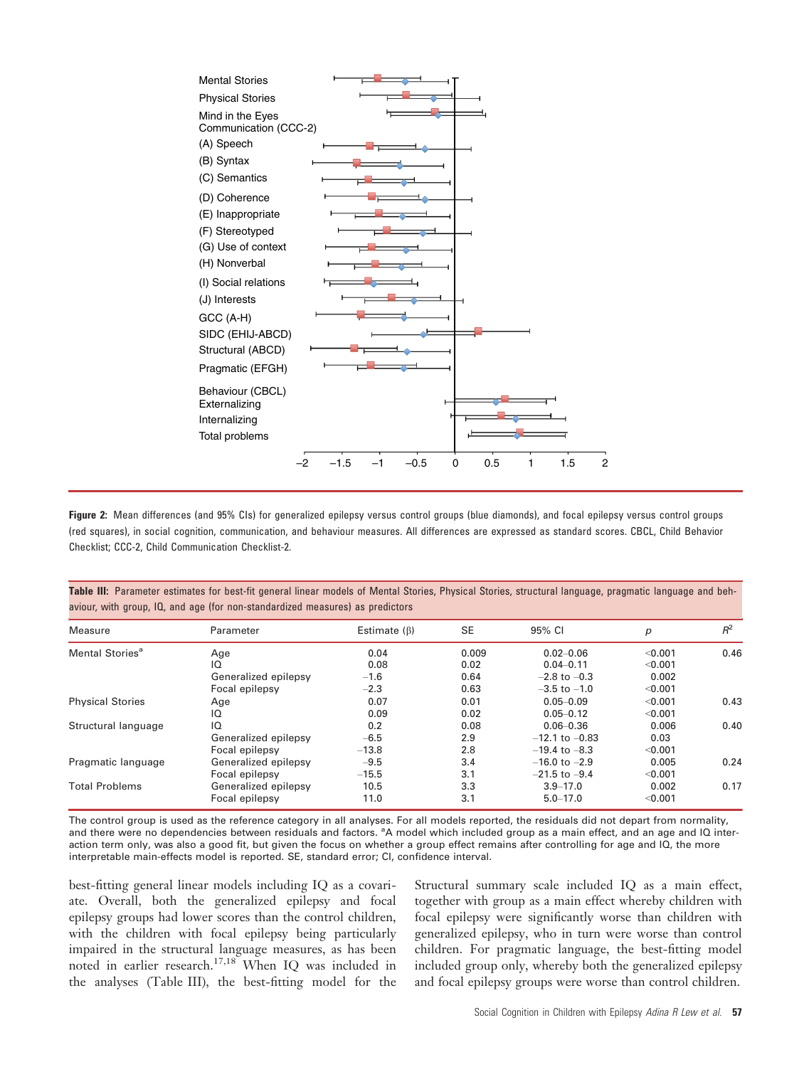Figure 2: Mean differences (and 95% CIs) for generalized epilepsy versus control groups (blue diamonds), and focal epilepsy versus control groups (red squares), in social cognition, communication, and behaviour measures. All differences are expressed as standard scores. CBCL, Child Behavior Checklist; CCC-2, Child Communication Checklist-2.

**Table III:** Parameter estimates for best-fit general linear models of Mental Stories, Physical Stories, structural language, pragmatic language and behaviour, with group, IQ, and age (for non-standardized measures) as predictors

| Measure | Parameter | Estimate (β) | SE | 95% CI | $p$ | $R^2$ |
|---|---|---|---|---|---|---|
| Mental Stories[a] | Age | 0.04 | 0.009 | 0.02–0.06 | <0.001 | 0.46 |
| | IQ | 0.08 | 0.02 | 0.04–0.11 | <0.001 | |
| | Generalized epilepsy | −1.6 | 0.64 | −2.8 to −0.3 | 0.002 | |
| | Focal epilepsy | −2.3 | 0.63 | −3.5 to −1.0 | <0.001 | |
| Physical Stories | Age | 0.07 | 0.01 | 0.05–0.09 | <0.001 | 0.43 |
| | IQ | 0.09 | 0.02 | 0.05–0.12 | <0.001 | |
| Structural language | IQ | 0.2 | 0.08 | 0.06–0.36 | 0.006 | 0.40 |
| | Generalized epilepsy | −6.5 | 2.9 | −12.1 to −0.83 | 0.03 | |
| | Focal epilepsy | −13.8 | 2.8 | −19.4 to −8.3 | <0.001 | |
| Pragmatic language | Generalized epilepsy | −9.5 | 3.4 | −16.0 to −2.9 | 0.005 | 0.24 |
| | Focal epilepsy | −15.5 | 3.1 | −21.5 to −9.4 | <0.001 | |
| Total Problems | Generalized epilepsy | 10.5 | 3.3 | 3.9–17.0 | 0.002 | 0.17 |
| | Focal epilepsy | 11.0 | 3.1 | 5.0–17.0 | <0.001 | |

The control group is used as the reference category in all analyses. For all models reported, the residuals did not depart from normality, and there were no dependencies between residuals and factors. [a]A model which included group as a main effect, and an age and IQ interaction term only, was also a good fit, but given the focus on whether a group effect remains after controlling for age and IQ, the more interpretable main-effects model is reported. SE, standard error; CI, confidence interval.

best-fitting general linear models including IQ as a covariate. Overall, both the generalized epilepsy and focal epilepsy groups had lower scores than the control children, with the children with focal epilepsy being particularly impaired in the structural language measures, as has been noted in earlier research.[17,18] When IQ was included in the analyses (Table III), the best-fitting model for the Structural summary scale included IQ as a main effect, together with group as a main effect whereby children with focal epilepsy were significantly worse than children with generalized epilepsy, who in turn were worse than control children. For pragmatic language, the best-fitting model included group only, whereby both the generalized epilepsy and focal epilepsy groups were worse than control children.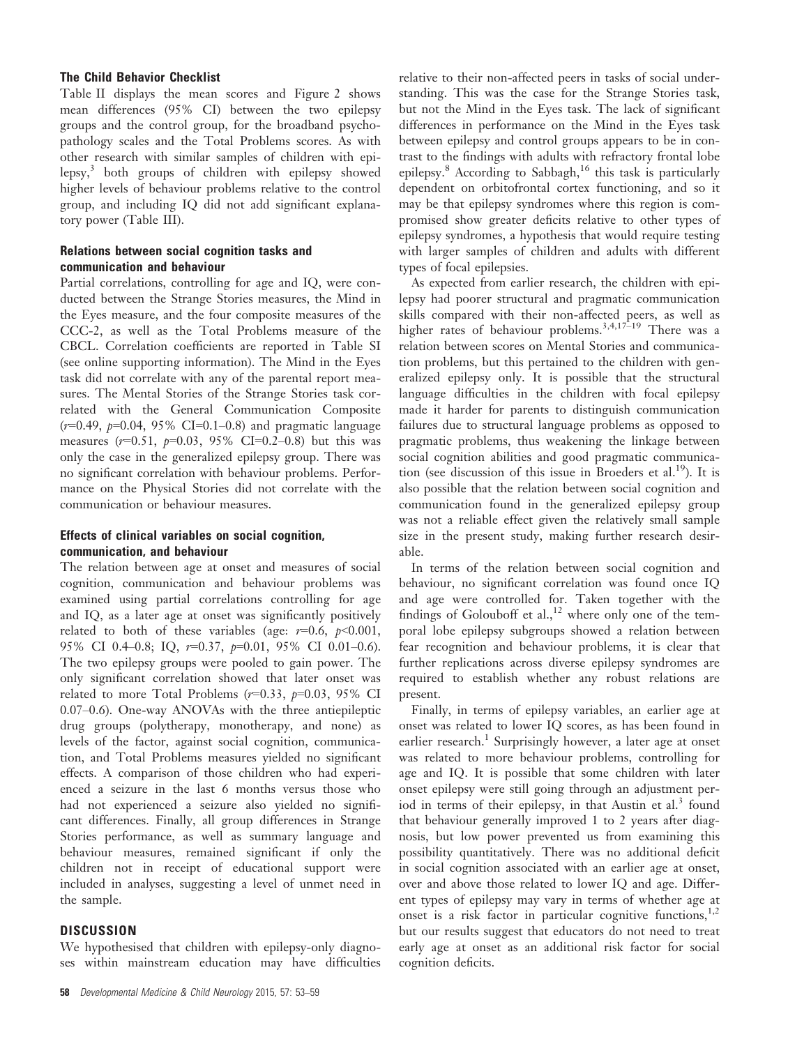### The Child Behavior Checklist

Table II displays the mean scores and Figure 2 shows mean differences (95% CI) between the two epilepsy groups and the control group, for the broadband psychopathology scales and the Total Problems scores. As with other research with similar samples of children with epilepsy,[3] both groups of children with epilepsy showed higher levels of behaviour problems relative to the control group, and including IQ did not add significant explanatory power (Table III).

### Relations between social cognition tasks and communication and behaviour

Partial correlations, controlling for age and IQ, were conducted between the Strange Stories measures, the Mind in the Eyes measure, and the four composite measures of the CCC-2, as well as the Total Problems measure of the CBCL. Correlation coefficients are reported in Table SI (see online supporting information). The Mind in the Eyes task did not correlate with any of the parental report measures. The Mental Stories of the Strange Stories task correlated with the General Communication Composite ($r$=0.49, $p$=0.04, 95% CI=0.1–0.8) and pragmatic language measures ($r$=0.51, $p$=0.03, 95% CI=0.2–0.8) but this was only the case in the generalized epilepsy group. There was no significant correlation with behaviour problems. Performance on the Physical Stories did not correlate with the communication or behaviour measures.

### Effects of clinical variables on social cognition, communication, and behaviour

The relation between age at onset and measures of social cognition, communication and behaviour problems was examined using partial correlations controlling for age and IQ, as a later age at onset was significantly positively related to both of these variables (age: $r$=0.6, $p$<0.001, 95% CI 0.4–0.8; IQ, $r$=0.37, $p$=0.01, 95% CI 0.01–0.6). The two epilepsy groups were pooled to gain power. The only significant correlation showed that later onset was related to more Total Problems ($r$=0.33, $p$=0.03, 95% CI 0.07–0.6). One-way ANOVAs with the three antiepileptic drug groups (polytherapy, monotherapy, and none) as levels of the factor, against social cognition, communication, and Total Problems measures yielded no significant effects. A comparison of those children who had experienced a seizure in the last 6 months versus those who had not experienced a seizure also yielded no significant differences. Finally, all group differences in Strange Stories performance, as well as summary language and behaviour measures, remained significant if only the children not in receipt of educational support were included in analyses, suggesting a level of unmet need in the sample.

## DISCUSSION

We hypothesised that children with epilepsy-only diagnoses within mainstream education may have difficulties relative to their non-affected peers in tasks of social understanding. This was the case for the Strange Stories task, but not the Mind in the Eyes task. The lack of significant differences in performance on the Mind in the Eyes task between epilepsy and control groups appears to be in contrast to the findings with adults with refractory frontal lobe epilepsy.[8] According to Sabbagh,[16] this task is particularly dependent on orbitofrontal cortex functioning, and so it may be that epilepsy syndromes where this region is compromised show greater deficits relative to other types of epilepsy syndromes, a hypothesis that would require testing with larger samples of children and adults with different types of focal epilepsies.

As expected from earlier research, the children with epilepsy had poorer structural and pragmatic communication skills compared with their non-affected peers, as well as higher rates of behaviour problems.[3,4,17–19] There was a relation between scores on Mental Stories and communication problems, but this pertained to the children with generalized epilepsy only. It is possible that the structural language difficulties in the children with focal epilepsy made it harder for parents to distinguish communication failures due to structural language problems as opposed to pragmatic problems, thus weakening the linkage between social cognition abilities and good pragmatic communication (see discussion of this issue in Broeders et al.[19]). It is also possible that the relation between social cognition and communication found in the generalized epilepsy group was not a reliable effect given the relatively small sample size in the present study, making further research desirable.

In terms of the relation between social cognition and behaviour, no significant correlation was found once IQ and age were controlled for. Taken together with the findings of Golouboff et al.,[12] where only one of the temporal lobe epilepsy subgroups showed a relation between fear recognition and behaviour problems, it is clear that further replications across diverse epilepsy syndromes are required to establish whether any robust relations are present.

Finally, in terms of epilepsy variables, an earlier age at onset was related to lower IQ scores, as has been found in earlier research.[1] Surprisingly however, a later age at onset was related to more behaviour problems, controlling for age and IQ. It is possible that some children with later onset epilepsy were still going through an adjustment period in terms of their epilepsy, in that Austin et al.[3] found that behaviour generally improved 1 to 2 years after diagnosis, but low power prevented us from examining this possibility quantitatively. There was no additional deficit in social cognition associated with an earlier age at onset, over and above those related to lower IQ and age. Different types of epilepsy may vary in terms of whether age at onset is a risk factor in particular cognitive functions,[1,2] but our results suggest that educators do not need to treat early age at onset as an additional risk factor for social cognition deficits.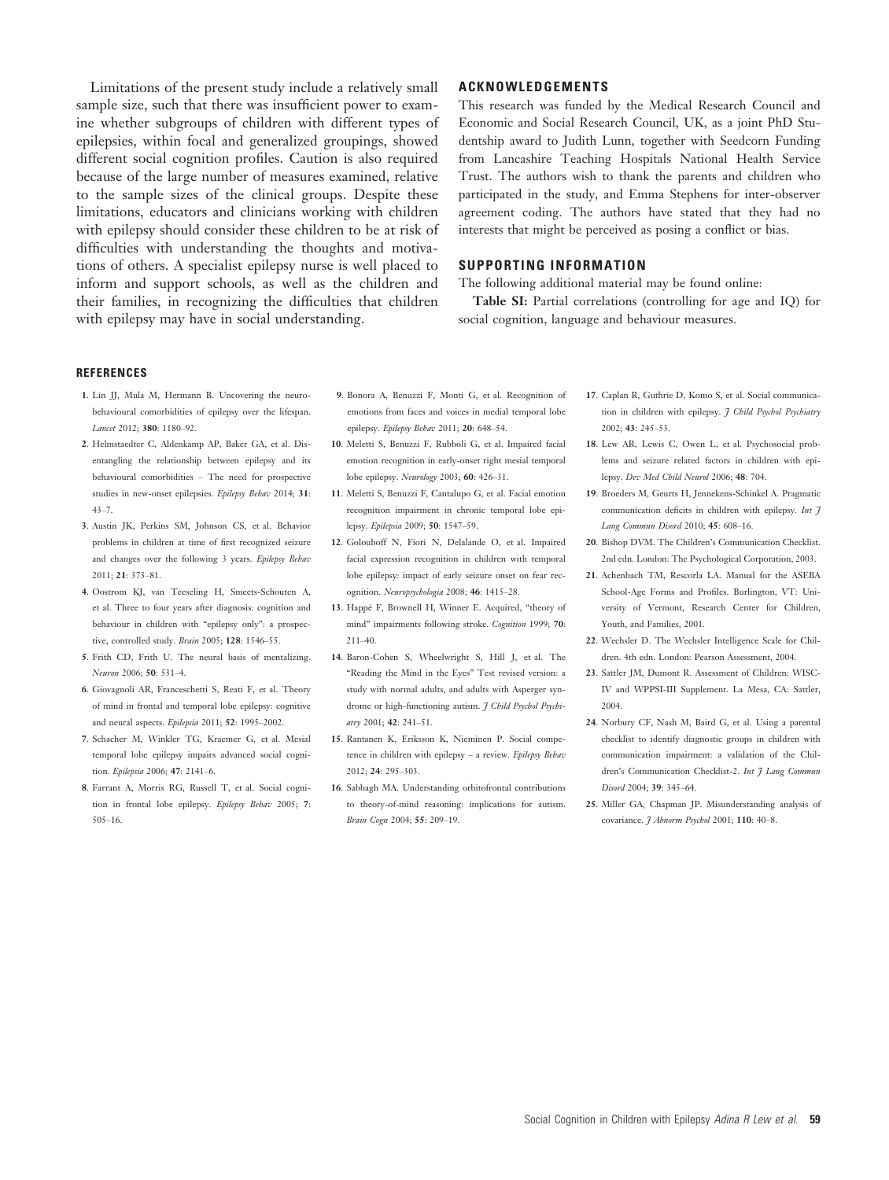Limitations of the present study include a relatively small sample size, such that there was insufficient power to examine whether subgroups of children with different types of epilepsies, within focal and generalized groupings, showed different social cognition profiles. Caution is also required because of the large number of measures examined, relative to the sample sizes of the clinical groups. Despite these limitations, educators and clinicians working with children with epilepsy should consider these children to be at risk of difficulties with understanding the thoughts and motivations of others. A specialist epilepsy nurse is well placed to inform and support schools, as well as the children and their families, in recognizing the difficulties that children with epilepsy may have in social understanding.

## ACKNOWLEDGEMENTS

This research was funded by the Medical Research Council and Economic and Social Research Council, UK, as a joint PhD Studentship award to Judith Lunn, together with Seedcorn Funding from Lancashire Teaching Hospitals National Health Service Trust. The authors wish to thank the parents and children who participated in the study, and Emma Stephens for inter-observer agreement coding. The authors have stated that they had no interests that might be perceived as posing a conflict or bias.

## SUPPORTING INFORMATION

The following additional material may be found online:

**Table SI:** Partial correlations (controlling for age and IQ) for social cognition, language and behaviour measures.

## REFERENCES

1. Lin JJ, Mula M, Hermann B. Uncovering the neurobehavioural comorbidities of epilepsy over the lifespan. *Lancet* 2012; **380**: 1180–92.
2. Helmstaedter C, Aldenkamp AP, Baker GA, et al. Disentangling the relationship between epilepsy and its behavioural comorbidities – The need for prospective studies in new-onset epilepsies. *Epilepsy Behav* 2014; **31**: 43–7.
3. Austin JK, Perkins SM, Johnson CS, et al. Behavior problems in children at time of first recognized seizure and changes over the following 3 years. *Epilepsy Behav* 2011; **21**: 373–81.
4. Oostrom KJ, van Teeseling H, Smeets-Schouten A, et al. Three to four years after diagnosis: cognition and behaviour in children with "epilepsy only": a prospective, controlled study. *Brain* 2005; **128**: 1546–55.
5. Frith CD, Frith U. The neural basis of mentalizing. *Neuron* 2006; **50**: 531–4.
6. Giovagnoli AR, Franceschetti S, Reati F, et al. Theory of mind in frontal and temporal lobe epilepsy: cognitive and neural aspects. *Epilepsia* 2011; **52**: 1995–2002.
7. Schacher M, Winkler TG, Kraemer G, et al. Mesial temporal lobe epilepsy impairs advanced social cognition. *Epilepsia* 2006; **47**: 2141–6.
8. Farrant A, Morris RG, Russell T, et al. Social cognition in frontal lobe epilepsy. *Epilepsy Behav* 2005; **7**: 505–16.
9. Bonora A, Benuzzi F, Monti G, et al. Recognition of emotions from faces and voices in medial temporal lobe epilepsy. *Epilepsy Behav* 2011; **20**: 648–54.
10. Meletti S, Benuzzi F, Rubboli G, et al. Impaired facial emotion recognition in early-onset right mesial temporal lobe epilepsy. *Neurology* 2003; **60**: 426–31.
11. Meletti S, Benuzzi F, Cantalupo G, et al. Facial emotion recognition impairment in chronic temporal lobe epilepsy. *Epilepsia* 2009; **50**: 1547–59.
12. Golouboff N, Fiori N, Delalande O, et al. Impaired facial expression recognition in children with temporal lobe epilepsy: impact of early seizure onset on fear recognition. *Neuropsychologia* 2008; **46**: 1415–28.
13. Happé F, Brownell H, Winner E. Acquired, "theory of mind" impairments following stroke. *Cognition* 1999; **70**: 211–40.
14. Baron-Cohen S, Wheelwright S, Hill J, et al. The "Reading the Mind in the Eyes" Test revised version: a study with normal adults, and adults with Asperger syndrome or high-functioning autism. *J Child Psychol Psychiatry* 2001; **42**: 241–51.
15. Rantanen K, Eriksson K, Nieminen P. Social competence in children with epilepsy – a review. *Epilepsy Behav* 2012; **24**: 295–303.
16. Sabbagh MA. Understanding orbitofrontal contributions to theory-of-mind reasoning: implications for autism. *Brain Cogn* 2004; **55**: 209–19.
17. Caplan R, Guthrie D, Komo S, et al. Social communication in children with epilepsy. *J Child Psychol Psychiatry* 2002; **43**: 245–53.
18. Lew AR, Lewis C, Owen L, et al. Psychosocial problems and seizure related factors in children with epilepsy. *Dev Med Child Neurol* 2006; **48**: 704.
19. Broeders M, Geurts H, Jennekens-Schinkel A. Pragmatic communication deficits in children with epilepsy. *Int J Lang Commun Disord* 2010; **45**: 608–16.
20. Bishop DVM. The Children's Communication Checklist. 2nd edn. London: The Psychological Corporation, 2003.
21. Achenbach TM, Rescorla LA. Manual for the ASEBA School-Age Forms and Profiles. Burlington, VT: University of Vermont, Research Center for Children, Youth, and Families, 2001.
22. Wechsler D. The Wechsler Intelligence Scale for Children. 4th edn. London: Pearson Assessment, 2004.
23. Sattler JM, Dumont R. Assessment of Children: WISC-IV and WPPSI-III Supplement. La Mesa, CA: Sattler, 2004.
24. Norbury CF, Nash M, Baird G, et al. Using a parental checklist to identify diagnostic groups in children with communication impairment: a validation of the Children's Communication Checklist-2. *Int J Lang Commun Disord* 2004; **39**: 345–64.
25. Miller GA, Chapman JP. Misunderstanding analysis of covariance. *J Abnorm Psychol* 2001; **110**: 40–8.